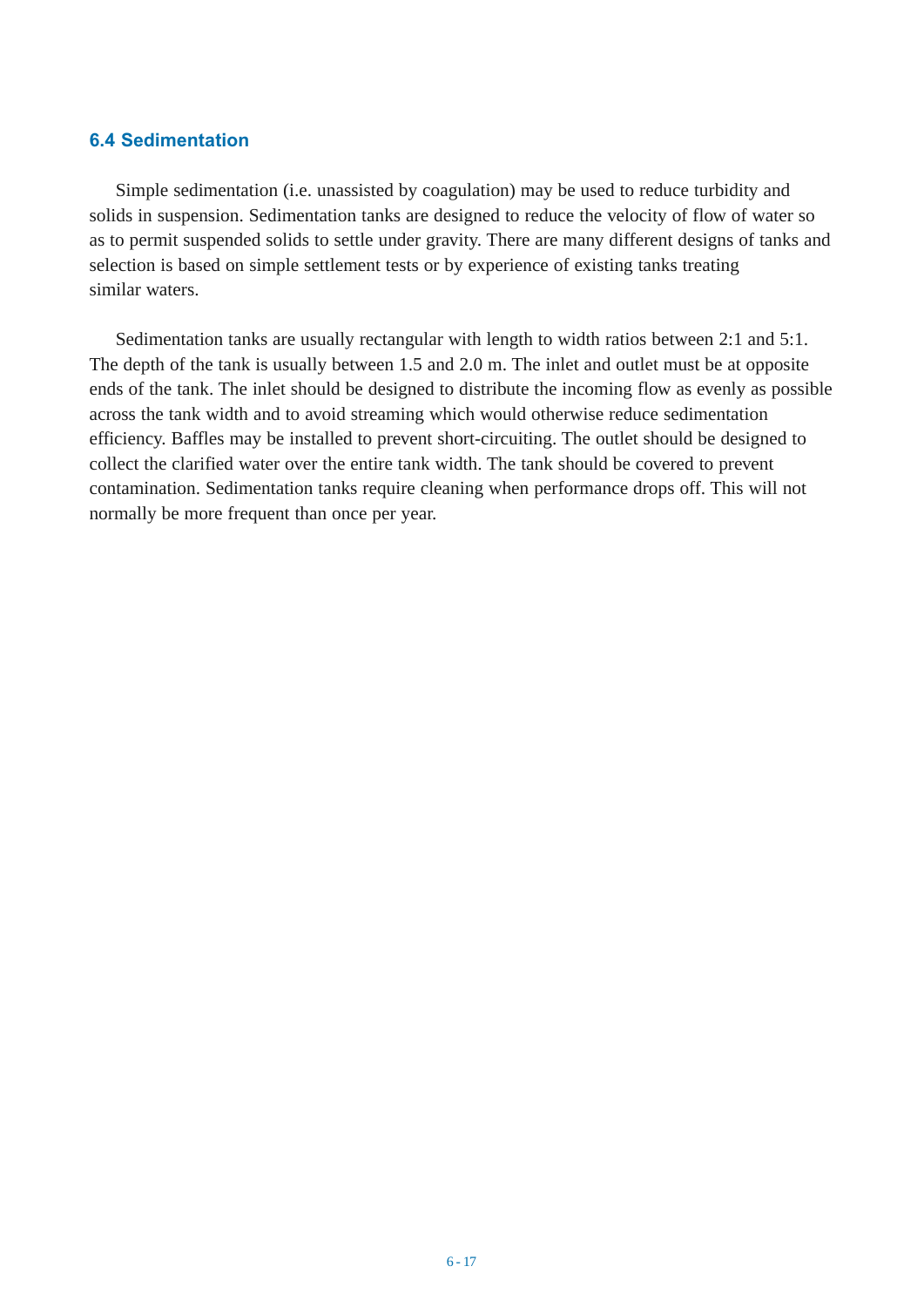## 6.4 Sedimentation

Simple sedimentation (i.e. unassisted by coagulation) may be used to reduce turbidity and solids in suspension. Sedimentation tanks are designed to reduce the velocity of flow of water so as to permit suspended solids to settle under gravity. There are many different designs of tanks and selection is based on simple settlement tests or by experience of existing tanks treating similar waters.

Sedimentation tanks are usually rectangular with length to width ratios between 2:1 and 5:1. The depth of the tank is usually between 1.5 and 2.0 m. The inlet and outlet must be at opposite ends of the tank. The inlet should be designed to distribute the incoming flow as evenly as possible across the tank width and to avoid streaming which would otherwise reduce sedimentation efficiency. Baffles may be installed to prevent short-circuiting. The outlet should be designed to collect the clarified water over the entire tank width. The tank should be covered to prevent contamination. Sedimentation tanks require cleaning when performance drops off. This will not normally be more frequent than once per year.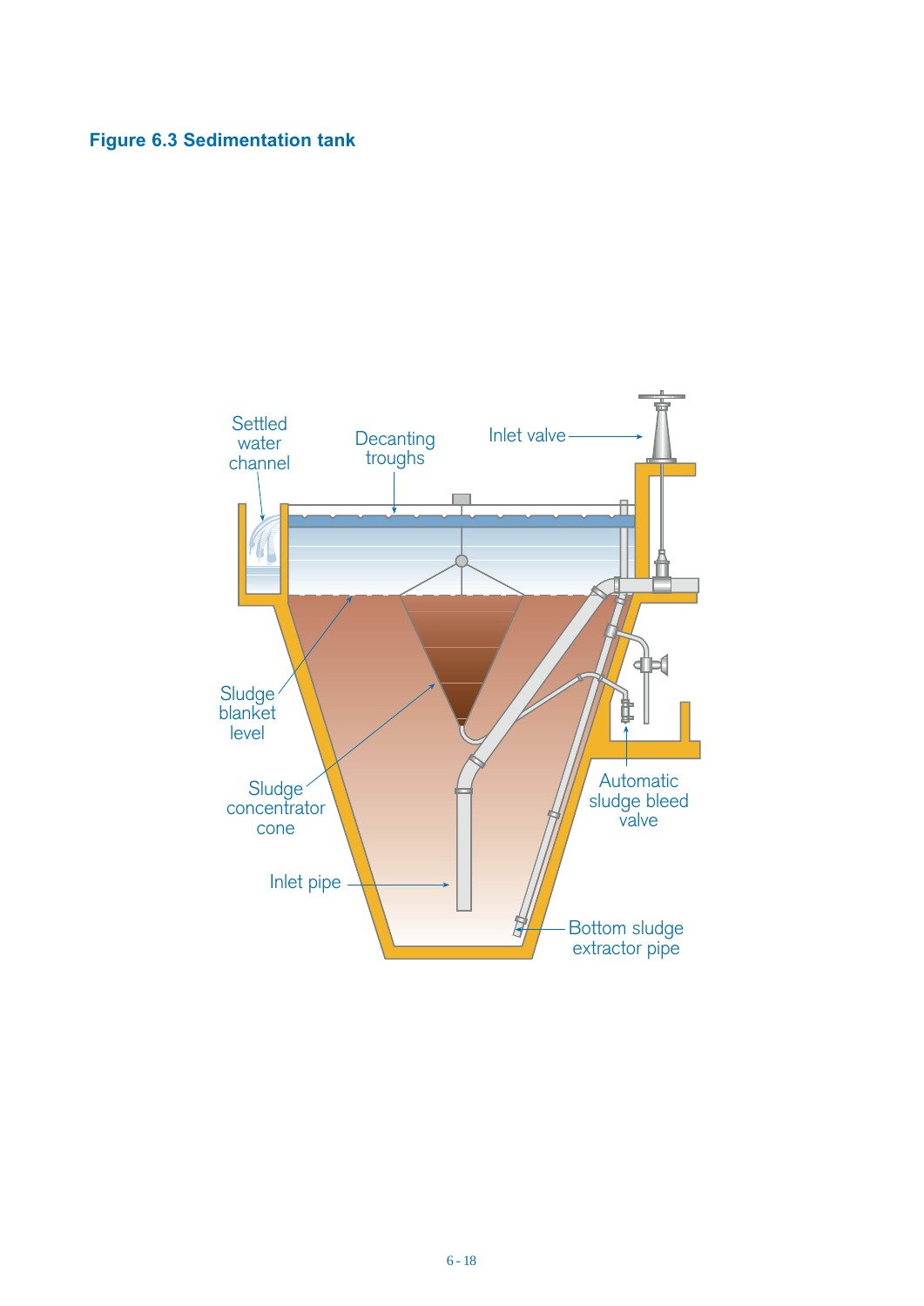**Figure 6.3 Sedimentation tank**

Settled water channel

Decanting troughs

Inlet valve

Sludge blanket level

Sludge concentrator cone

Inlet pipe

Automatic sludge bleed valve

Bottom sludge extractor pipe